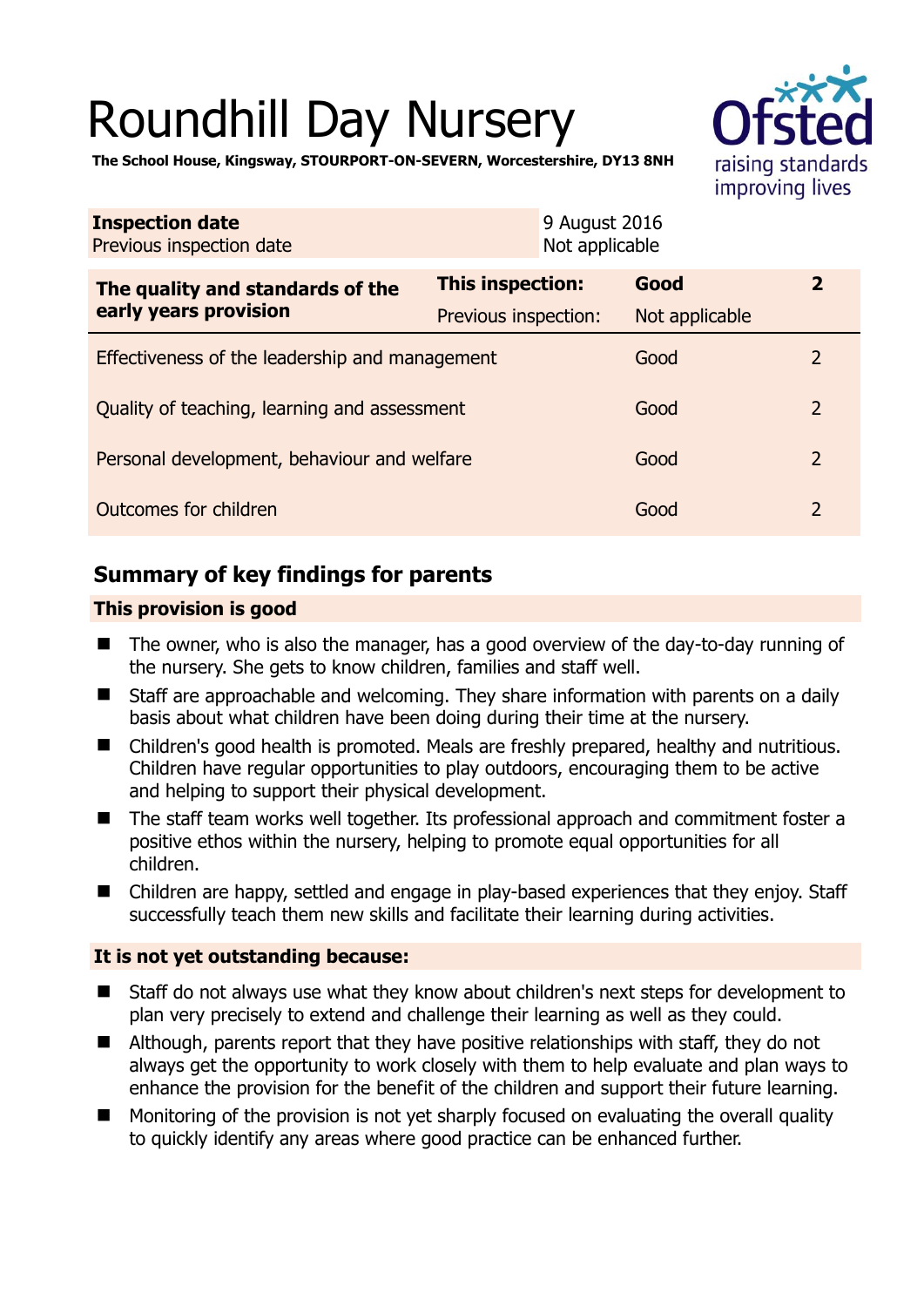# Roundhill Day Nursery

**The School House, Kingsway, STOURPORT-ON-SEVERN, Worcestershire, DY13 8NH**

| **Inspection date** | 9 August 2016 |
|---|---|
| Previous inspection date | Not applicable |

| **The quality and standards of the early years provision** | **This inspection:** | **Good** | **2** |
|---|---|---|---|
| | Previous inspection: | Not applicable | |
| Effectiveness of the leadership and management | | Good | 2 |
| Quality of teaching, learning and assessment | | Good | 2 |
| Personal development, behaviour and welfare | | Good | 2 |
| Outcomes for children | | Good | 2 |

## Summary of key findings for parents

### This provision is good

- The owner, who is also the manager, has a good overview of the day-to-day running of the nursery. She gets to know children, families and staff well.
- Staff are approachable and welcoming. They share information with parents on a daily basis about what children have been doing during their time at the nursery.
- Children's good health is promoted. Meals are freshly prepared, healthy and nutritious. Children have regular opportunities to play outdoors, encouraging them to be active and helping to support their physical development.
- The staff team works well together. Its professional approach and commitment foster a positive ethos within the nursery, helping to promote equal opportunities for all children.
- Children are happy, settled and engage in play-based experiences that they enjoy. Staff successfully teach them new skills and facilitate their learning during activities.

### It is not yet outstanding because:

- Staff do not always use what they know about children's next steps for development to plan very precisely to extend and challenge their learning as well as they could.
- Although, parents report that they have positive relationships with staff, they do not always get the opportunity to work closely with them to help evaluate and plan ways to enhance the provision for the benefit of the children and support their future learning.
- Monitoring of the provision is not yet sharply focused on evaluating the overall quality to quickly identify any areas where good practice can be enhanced further.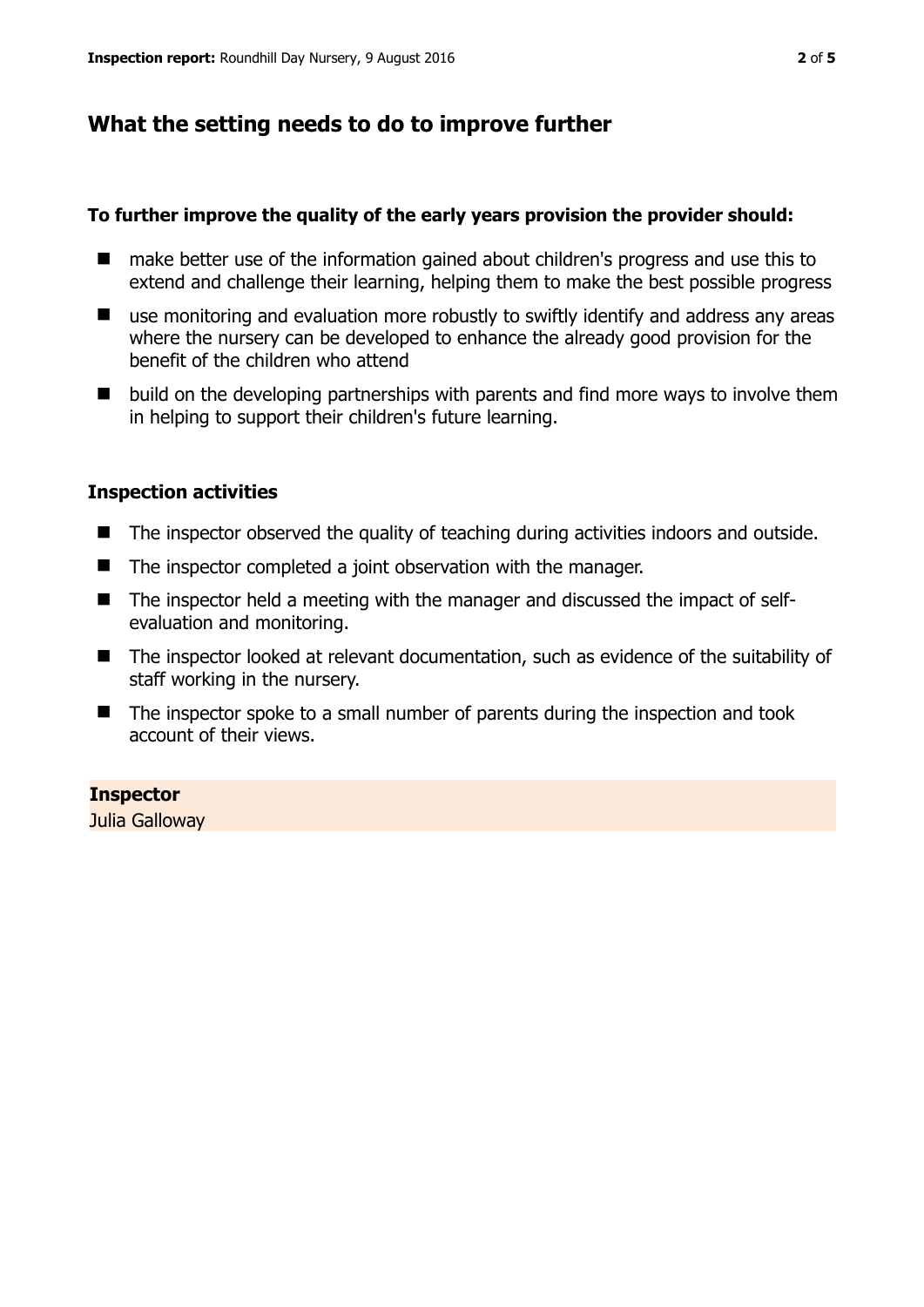## What the setting needs to do to improve further

**To further improve the quality of the early years provision the provider should:**

- make better use of the information gained about children's progress and use this to extend and challenge their learning, helping them to make the best possible progress
- use monitoring and evaluation more robustly to swiftly identify and address any areas where the nursery can be developed to enhance the already good provision for the benefit of the children who attend
- build on the developing partnerships with parents and find more ways to involve them in helping to support their children's future learning.

### Inspection activities

- The inspector observed the quality of teaching during activities indoors and outside.
- The inspector completed a joint observation with the manager.
- The inspector held a meeting with the manager and discussed the impact of self-evaluation and monitoring.
- The inspector looked at relevant documentation, such as evidence of the suitability of staff working in the nursery.
- The inspector spoke to a small number of parents during the inspection and took account of their views.

**Inspector**
Julia Galloway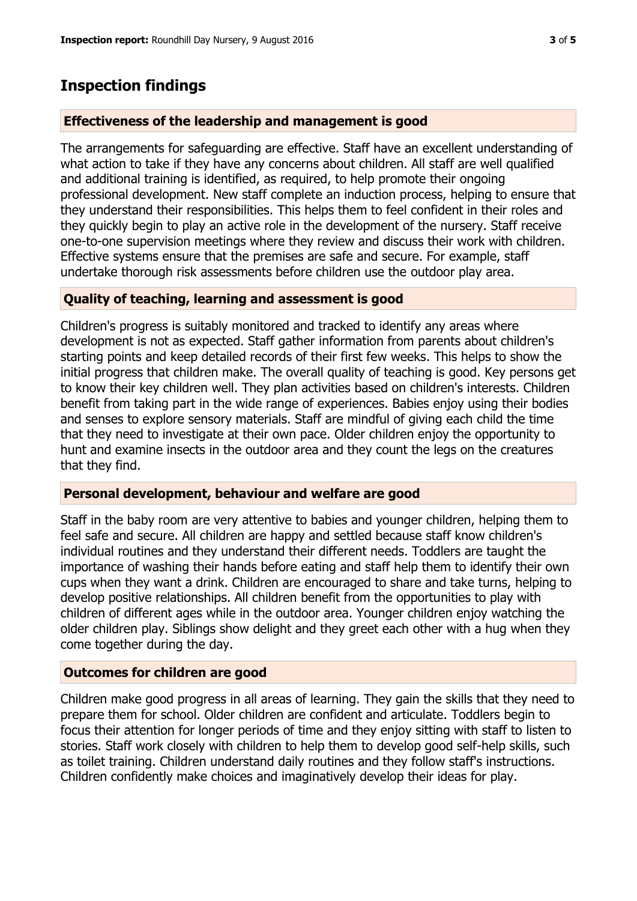## Inspection findings

### Effectiveness of the leadership and management is good

The arrangements for safeguarding are effective. Staff have an excellent understanding of what action to take if they have any concerns about children. All staff are well qualified and additional training is identified, as required, to help promote their ongoing professional development. New staff complete an induction process, helping to ensure that they understand their responsibilities. This helps them to feel confident in their roles and they quickly begin to play an active role in the development of the nursery. Staff receive one-to-one supervision meetings where they review and discuss their work with children. Effective systems ensure that the premises are safe and secure. For example, staff undertake thorough risk assessments before children use the outdoor play area.

### Quality of teaching, learning and assessment is good

Children's progress is suitably monitored and tracked to identify any areas where development is not as expected. Staff gather information from parents about children's starting points and keep detailed records of their first few weeks. This helps to show the initial progress that children make. The overall quality of teaching is good. Key persons get to know their key children well. They plan activities based on children's interests. Children benefit from taking part in the wide range of experiences. Babies enjoy using their bodies and senses to explore sensory materials. Staff are mindful of giving each child the time that they need to investigate at their own pace. Older children enjoy the opportunity to hunt and examine insects in the outdoor area and they count the legs on the creatures that they find.

### Personal development, behaviour and welfare are good

Staff in the baby room are very attentive to babies and younger children, helping them to feel safe and secure. All children are happy and settled because staff know children's individual routines and they understand their different needs. Toddlers are taught the importance of washing their hands before eating and staff help them to identify their own cups when they want a drink. Children are encouraged to share and take turns, helping to develop positive relationships. All children benefit from the opportunities to play with children of different ages while in the outdoor area. Younger children enjoy watching the older children play. Siblings show delight and they greet each other with a hug when they come together during the day.

### Outcomes for children are good

Children make good progress in all areas of learning. They gain the skills that they need to prepare them for school. Older children are confident and articulate. Toddlers begin to focus their attention for longer periods of time and they enjoy sitting with staff to listen to stories. Staff work closely with children to help them to develop good self-help skills, such as toilet training. Children understand daily routines and they follow staff's instructions. Children confidently make choices and imaginatively develop their ideas for play.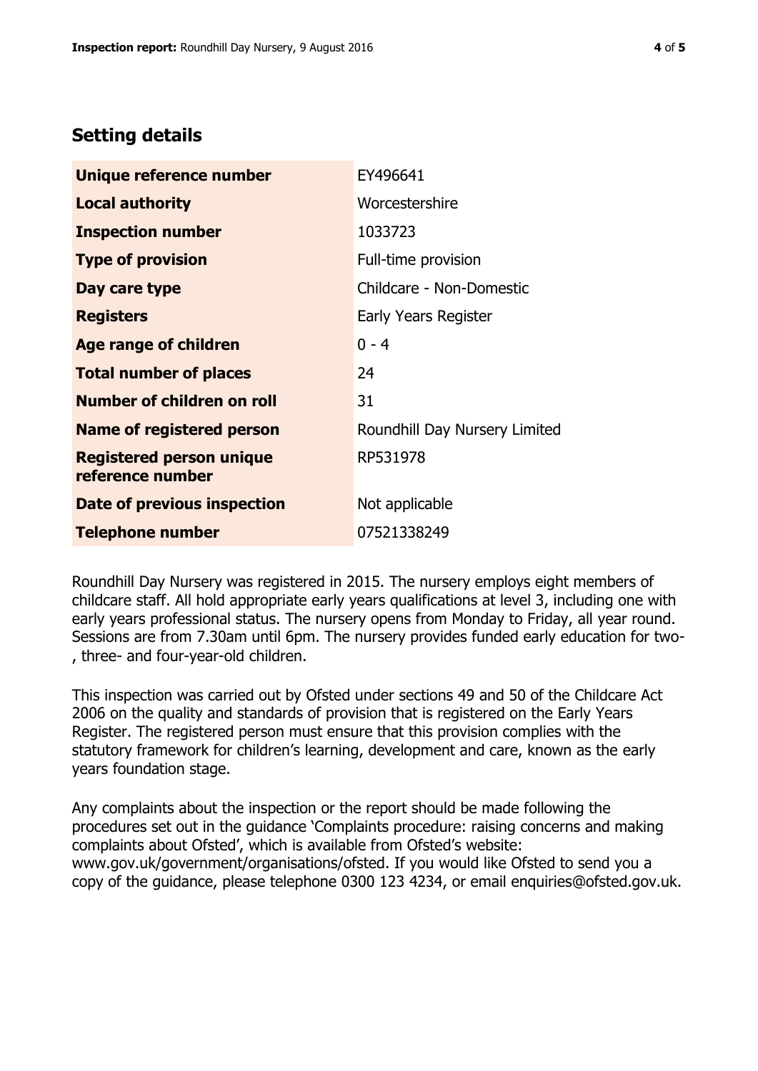## Setting details

| | |
|---|---|
| **Unique reference number** | EY496641 |
| **Local authority** | Worcestershire |
| **Inspection number** | 1033723 |
| **Type of provision** | Full-time provision |
| **Day care type** | Childcare - Non-Domestic |
| **Registers** | Early Years Register |
| **Age range of children** | 0 - 4 |
| **Total number of places** | 24 |
| **Number of children on roll** | 31 |
| **Name of registered person** | Roundhill Day Nursery Limited |
| **Registered person unique reference number** | RP531978 |
| **Date of previous inspection** | Not applicable |
| **Telephone number** | 07521338249 |

Roundhill Day Nursery was registered in 2015. The nursery employs eight members of childcare staff. All hold appropriate early years qualifications at level 3, including one with early years professional status. The nursery opens from Monday to Friday, all year round. Sessions are from 7.30am until 6pm. The nursery provides funded early education for two-, three- and four-year-old children.

This inspection was carried out by Ofsted under sections 49 and 50 of the Childcare Act 2006 on the quality and standards of provision that is registered on the Early Years Register. The registered person must ensure that this provision complies with the statutory framework for children's learning, development and care, known as the early years foundation stage.

Any complaints about the inspection or the report should be made following the procedures set out in the guidance 'Complaints procedure: raising concerns and making complaints about Ofsted', which is available from Ofsted's website: www.gov.uk/government/organisations/ofsted. If you would like Ofsted to send you a copy of the guidance, please telephone 0300 123 4234, or email enquiries@ofsted.gov.uk.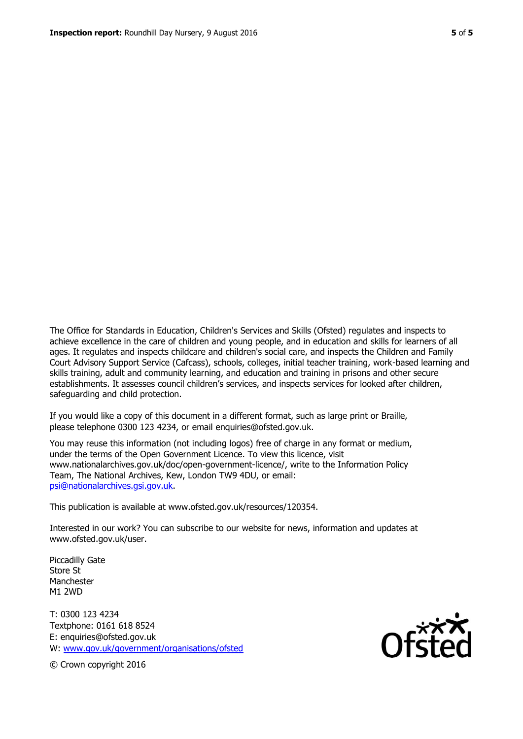The Office for Standards in Education, Children's Services and Skills (Ofsted) regulates and inspects to achieve excellence in the care of children and young people, and in education and skills for learners of all ages. It regulates and inspects childcare and children's social care, and inspects the Children and Family Court Advisory Support Service (Cafcass), schools, colleges, initial teacher training, work-based learning and skills training, adult and community learning, and education and training in prisons and other secure establishments. It assesses council children's services, and inspects services for looked after children, safeguarding and child protection.

If you would like a copy of this document in a different format, such as large print or Braille, please telephone 0300 123 4234, or email enquiries@ofsted.gov.uk.

You may reuse this information (not including logos) free of charge in any format or medium, under the terms of the Open Government Licence. To view this licence, visit www.nationalarchives.gov.uk/doc/open-government-licence/, write to the Information Policy Team, The National Archives, Kew, London TW9 4DU, or email: psi@nationalarchives.gsi.gov.uk.

This publication is available at www.ofsted.gov.uk/resources/120354.

Interested in our work? You can subscribe to our website for news, information and updates at www.ofsted.gov.uk/user.

Piccadilly Gate
Store St
Manchester
M1 2WD

T: 0300 123 4234
Textphone: 0161 618 8524
E: enquiries@ofsted.gov.uk
W: www.gov.uk/government/organisations/ofsted

© Crown copyright 2016